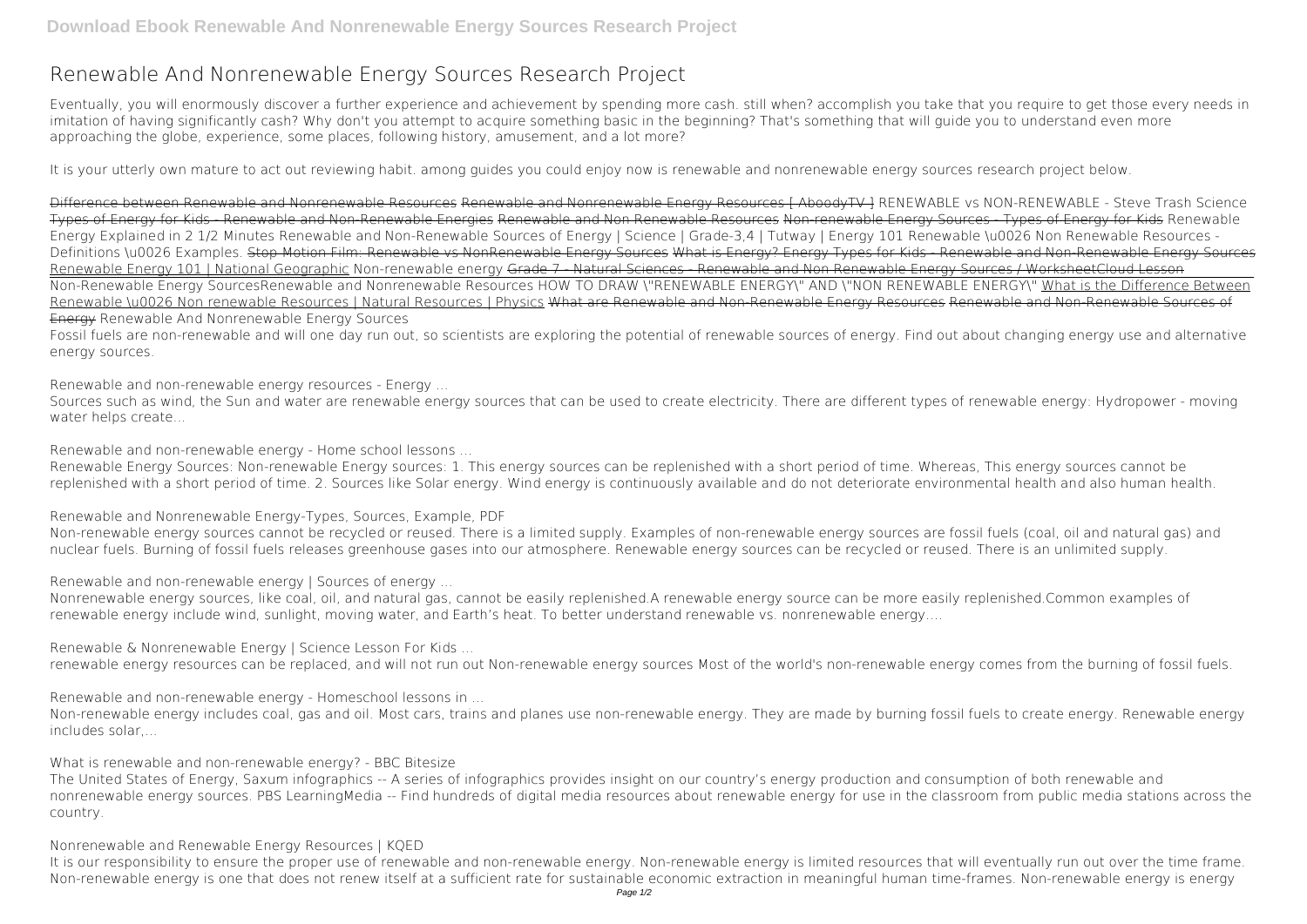# Renewable And Nonrenewable Energy Sources Research Project

Eventually, you will enormously discover a further experience and achievement by spending more cash. still when? accomplish you take that you require to get those every needs in imitation of having significantly cash? Why don't you attempt to acquire something basic in the beginning? That's something that will guide you to understand even more approaching the globe, experience, some places, following history, amusement, and a lot more?

It is your utterly own mature to act out reviewing habit. among guides you could enjoy now is **renewable and nonrenewable energy sources research project** below.

~~Difference between Renewable and Nonrenewable Resources~~ ~~Renewable and Nonrenewable Energy Resources [ AboodyTV ]~~ RENEWABLE vs NON-RENEWABLE - Steve Trash Science ~~Types of Energy for Kids - Renewable and Non-Renewable Energies~~ ~~Renewable and Non Renewable Resources~~ ~~Non-renewable Energy Sources - Types of Energy for Kids~~ Renewable Energy Explained in 2 1/2 Minutes Renewable and Non-Renewable Sources of Energy | Science | Grade-3,4 | Tutway | Energy 101 Renewable \u0026 Non Renewable Resources - Definitions \u0026 Examples. ~~Stop Motion Film: Renewable vs NonRenewable Energy Sources~~ ~~What is Energy? Energy Types for Kids - Renewable and Non-Renewable Energy Sources~~ Renewable Energy 101 | National Geographic Non-renewable energy ~~Grade 7 - Natural Sciences - Renewable and Non Renewable Energy Sources / WorksheetCloud Lesson~~ Non-Renewable Energy Sources Renewable and Nonrenewable Resources HOW TO DRAW \"RENEWABLE ENERGY\" AND \"NON RENEWABLE ENERGY\" What is the Difference Between Renewable \u0026 Non renewable Resources | Natural Resources | Physics ~~What are Renewable and Non-Renewable Energy Resources~~ ~~Renewable and Non-Renewable Sources of Energy~~ **Renewable And Nonrenewable Energy Sources**

Fossil fuels are non-renewable and will one day run out, so scientists are exploring the potential of renewable sources of energy. Find out about changing energy use and alternative energy sources.

**Renewable and non-renewable energy resources - Energy ...**

Sources such as wind, the Sun and water are renewable energy sources that can be used to create electricity. There are different types of renewable energy: Hydropower - moving water helps create...

**Renewable and non-renewable energy - Home school lessons ...**

Renewable Energy Sources: Non-renewable Energy sources: 1. This energy sources can be replenished with a short period of time. Whereas, This energy sources cannot be replenished with a short period of time. 2. Sources like Solar energy. Wind energy is continuously available and do not deteriorate environmental health and also human health.

**Renewable and Nonrenewable Energy-Types, Sources, Example, PDF**

Non-renewable energy sources cannot be recycled or reused. There is a limited supply. Examples of non-renewable energy sources are fossil fuels (coal, oil and natural gas) and nuclear fuels. Burning of fossil fuels releases greenhouse gases into our atmosphere. Renewable energy sources can be recycled or reused. There is an unlimited supply.

**Renewable and non-renewable energy | Sources of energy ...**

Nonrenewable energy sources, like coal, oil, and natural gas, cannot be easily replenished.A renewable energy source can be more easily replenished.Common examples of renewable energy include wind, sunlight, moving water, and Earth's heat. To better understand renewable vs. nonrenewable energy….

**Renewable & Nonrenewable Energy | Science Lesson For Kids ...**

renewable energy resources can be replaced, and will not run out Non-renewable energy sources Most of the world's non-renewable energy comes from the burning of fossil fuels.

**Renewable and non-renewable energy - Homeschool lessons in ...**

Non-renewable energy includes coal, gas and oil. Most cars, trains and planes use non-renewable energy. They are made by burning fossil fuels to create energy. Renewable energy includes solar,...

**What is renewable and non-renewable energy? - BBC Bitesize**

The United States of Energy, Saxum infographics -- A series of infographics provides insight on our country's energy production and consumption of both renewable and nonrenewable energy sources. PBS LearningMedia -- Find hundreds of digital media resources about renewable energy for use in the classroom from public media stations across the country.

**Nonrenewable and Renewable Energy Resources | KQED**

It is our responsibility to ensure the proper use of renewable and non-renewable energy. Non-renewable energy is limited resources that will eventually run out over the time frame. Non-renewable energy is one that does not renew itself at a sufficient rate for sustainable economic extraction in meaningful human time-frames. Non-renewable energy is energy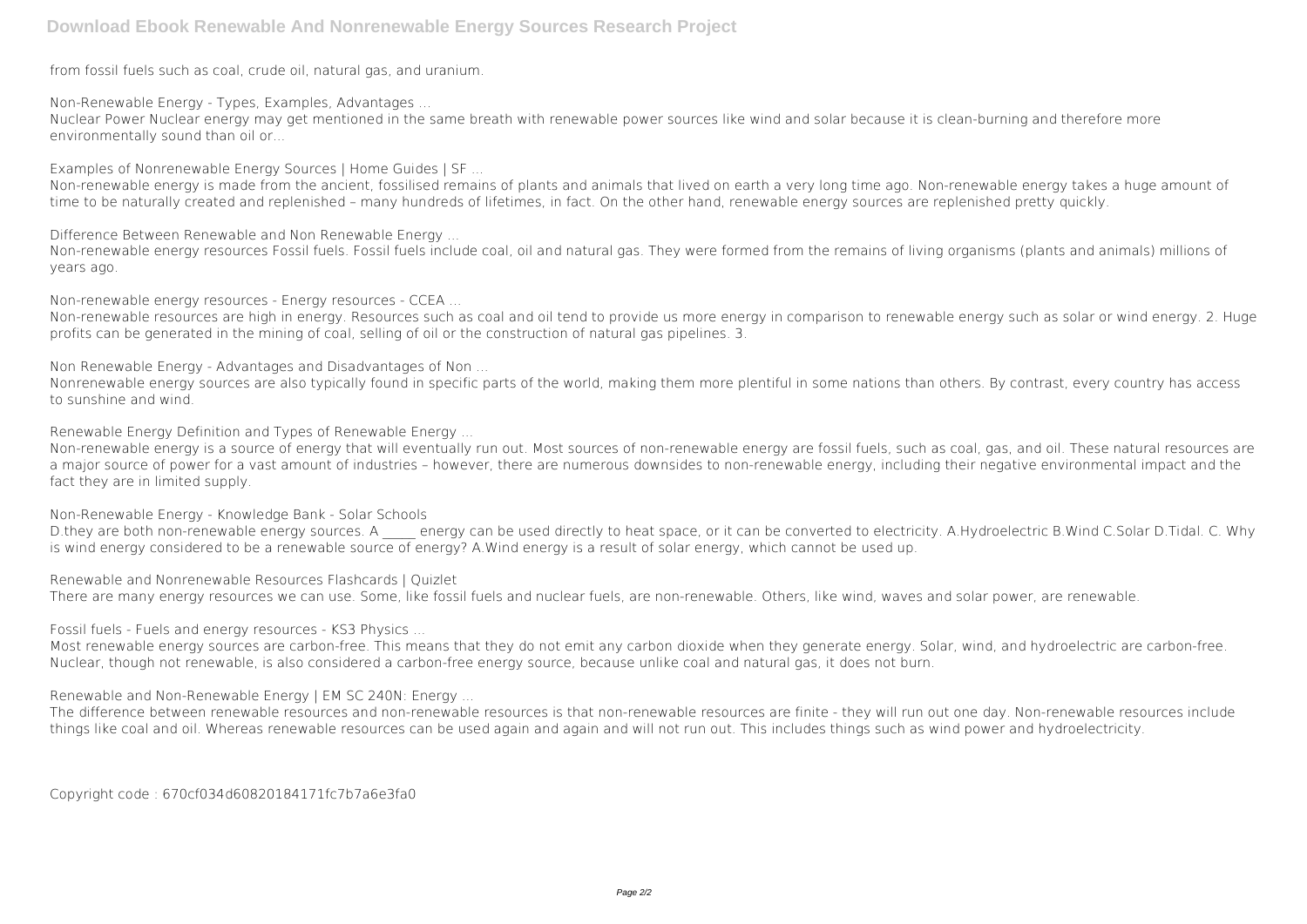from fossil fuels such as coal, crude oil, natural gas, and uranium.

Non-Renewable Energy - Types, Examples, Advantages ...

Nuclear Power Nuclear energy may get mentioned in the same breath with renewable power sources like wind and solar because it is clean-burning and therefore more environmentally sound than oil or...

Examples of Nonrenewable Energy Sources | Home Guides | SF ...

Non-renewable energy is made from the ancient, fossilised remains of plants and animals that lived on earth a very long time ago. Non-renewable energy takes a huge amount of time to be naturally created and replenished – many hundreds of lifetimes, in fact. On the other hand, renewable energy sources are replenished pretty quickly.

Difference Between Renewable and Non Renewable Energy ...

Non-renewable energy resources Fossil fuels. Fossil fuels include coal, oil and natural gas. They were formed from the remains of living organisms (plants and animals) millions of years ago.

Non-renewable energy resources - Energy resources - CCEA ...

Non-renewable resources are high in energy. Resources such as coal and oil tend to provide us more energy in comparison to renewable energy such as solar or wind energy. 2. Huge profits can be generated in the mining of coal, selling of oil or the construction of natural gas pipelines. 3.

Non Renewable Energy - Advantages and Disadvantages of Non ...

Nonrenewable energy sources are also typically found in specific parts of the world, making them more plentiful in some nations than others. By contrast, every country has access to sunshine and wind.

Renewable Energy Definition and Types of Renewable Energy ...

Non-renewable energy is a source of energy that will eventually run out. Most sources of non-renewable energy are fossil fuels, such as coal, gas, and oil. These natural resources are a major source of power for a vast amount of industries – however, there are numerous downsides to non-renewable energy, including their negative environmental impact and the fact they are in limited supply.

Non-Renewable Energy - Knowledge Bank - Solar Schools

D.they are both non-renewable energy sources. A _____ energy can be used directly to heat space, or it can be converted to electricity. A.Hydroelectric B.Wind C.Solar D.Tidal. C. Why is wind energy considered to be a renewable source of energy? A.Wind energy is a result of solar energy, which cannot be used up.

Renewable and Nonrenewable Resources Flashcards | Quizlet

There are many energy resources we can use. Some, like fossil fuels and nuclear fuels, are non-renewable. Others, like wind, waves and solar power, are renewable.

Fossil fuels - Fuels and energy resources - KS3 Physics ...

Most renewable energy sources are carbon-free. This means that they do not emit any carbon dioxide when they generate energy. Solar, wind, and hydroelectric are carbon-free. Nuclear, though not renewable, is also considered a carbon-free energy source, because unlike coal and natural gas, it does not burn.

Renewable and Non-Renewable Energy | EM SC 240N: Energy ...

The difference between renewable resources and non-renewable resources is that non-renewable resources are finite - they will run out one day. Non-renewable resources include things like coal and oil. Whereas renewable resources can be used again and again and will not run out. This includes things such as wind power and hydroelectricity.

Copyright code : 670cf034d60820184171fc7b7a6e3fa0